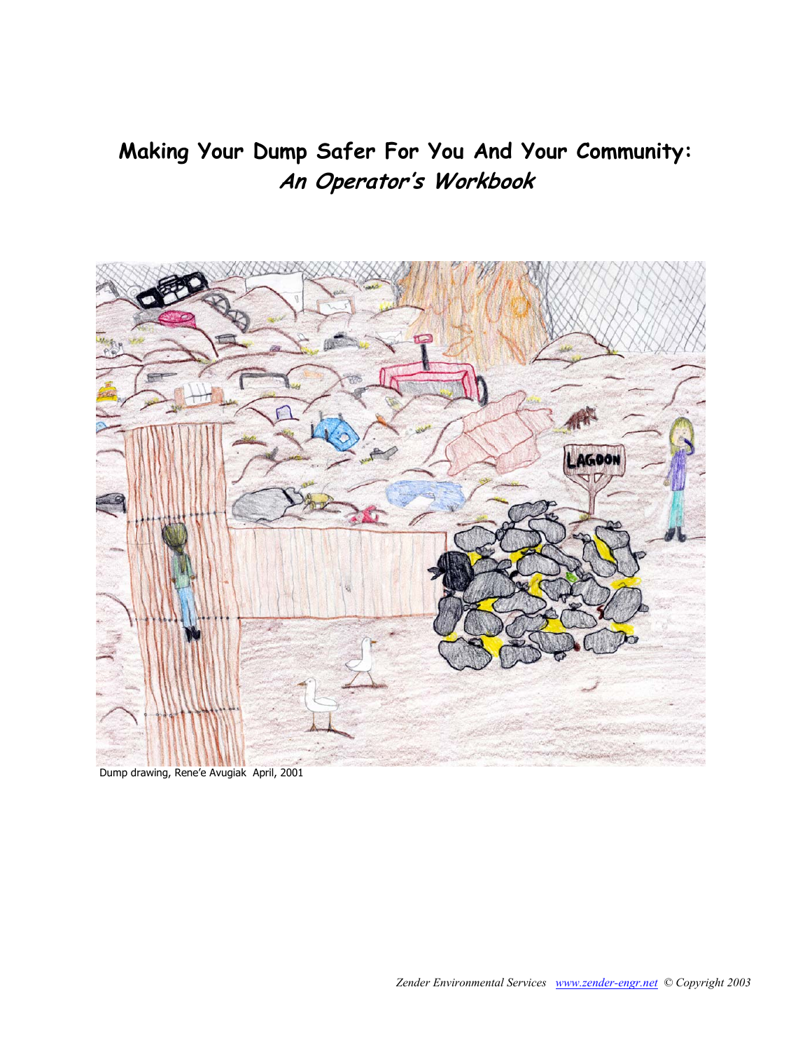# Making Your Dump Safer For You And Your Community:
## *An Operator's Workbook*

Dump drawing, Rene'e Avugiak April, 2001

*Zender Environmental Services* *www.zender-engr.net* © Copyright 2003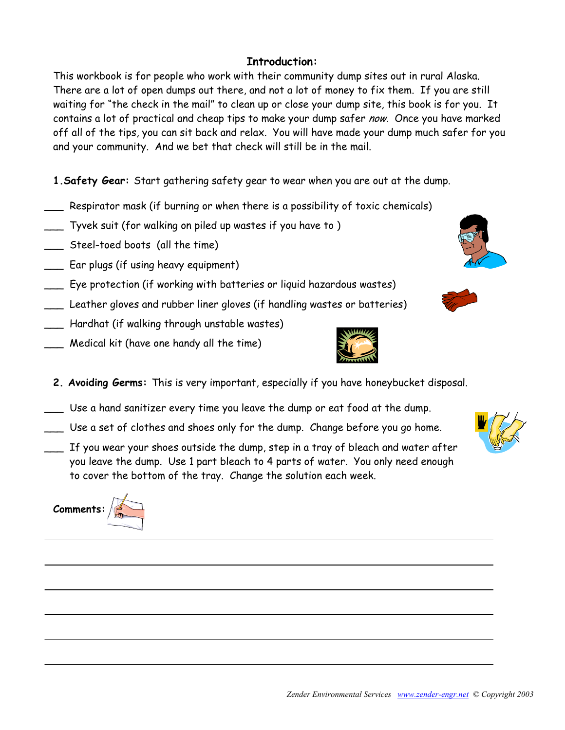## Introduction:

This workbook is for people who work with their community dump sites out in rural Alaska. There are a lot of open dumps out there, and not a lot of money to fix them. If you are still waiting for "the check in the mail" to clean up or close your dump site, this book is for you. It contains a lot of practical and cheap tips to make your dump safer *now*. Once you have marked off all of the tips, you can sit back and relax. You will have made your dump much safer for you and your community. And we bet that check will still be in the mail.

**1. Safety Gear:** Start gathering safety gear to wear when you are out at the dump.

___ Respirator mask (if burning or when there is a possibility of toxic chemicals)

___ Tyvek suit (for walking on piled up wastes if you have to )

___ Steel-toed boots (all the time)

___ Ear plugs (if using heavy equipment)

___ Eye protection (if working with batteries or liquid hazardous wastes)

___ Leather gloves and rubber liner gloves (if handling wastes or batteries)

___ Hardhat (if walking through unstable wastes)

___ Medical kit (have one handy all the time)

**2. Avoiding Germs:** This is very important, especially if you have honeybucket disposal.

___ Use a hand sanitizer every time you leave the dump or eat food at the dump.

___ Use a set of clothes and shoes only for the dump. Change before you go home.

___ If you wear your shoes outside the dump, step in a tray of bleach and water after you leave the dump. Use 1 part bleach to 4 parts of water. You only need enough to cover the bottom of the tray. Change the solution each week.

**Comments:**

______________________________________________________________________

______________________________________________________________________

______________________________________________________________________

______________________________________________________________________

______________________________________________________________________

______________________________________________________________________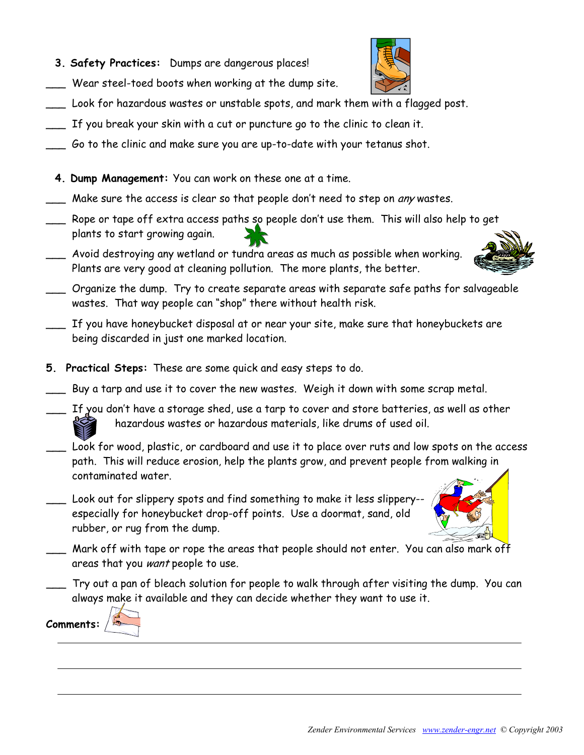**3. Safety Practices:** Dumps are dangerous places!

___ Wear steel-toed boots when working at the dump site.

___ Look for hazardous wastes or unstable spots, and mark them with a flagged post.

___ If you break your skin with a cut or puncture go to the clinic to clean it.

___ Go to the clinic and make sure you are up-to-date with your tetanus shot.

**4. Dump Management:** You can work on these one at a time.

___ Make sure the access is clear so that people don't need to step on *any* wastes.

___ Rope or tape off extra access paths so people don't use them. This will also help to get plants to start growing again.

___ Avoid destroying any wetland or tundra areas as much as possible when working. Plants are very good at cleaning pollution. The more plants, the better.

___ Organize the dump. Try to create separate areas with separate safe paths for salvageable wastes. That way people can "shop" there without health risk.

___ If you have honeybucket disposal at or near your site, make sure that honeybuckets are being discarded in just one marked location.

**5. Practical Steps:** These are some quick and easy steps to do.

___ Buy a tarp and use it to cover the new wastes. Weigh it down with some scrap metal.

___ If you don't have a storage shed, use a tarp to cover and store batteries, as well as other hazardous wastes or hazardous materials, like drums of used oil.

___ Look for wood, plastic, or cardboard and use it to place over ruts and low spots on the access path. This will reduce erosion, help the plants grow, and prevent people from walking in contaminated water.

___ Look out for slippery spots and find something to make it less slippery--especially for honeybucket drop-off points. Use a doormat, sand, old rubber, or rug from the dump.

___ Mark off with tape or rope the areas that people should not enter. You can also mark off areas that you *want* people to use.

___ Try out a pan of bleach solution for people to walk through after visiting the dump. You can always make it available and they can decide whether they want to use it.

**Comments:**

______________________________________________________________________

______________________________________________________________________

______________________________________________________________________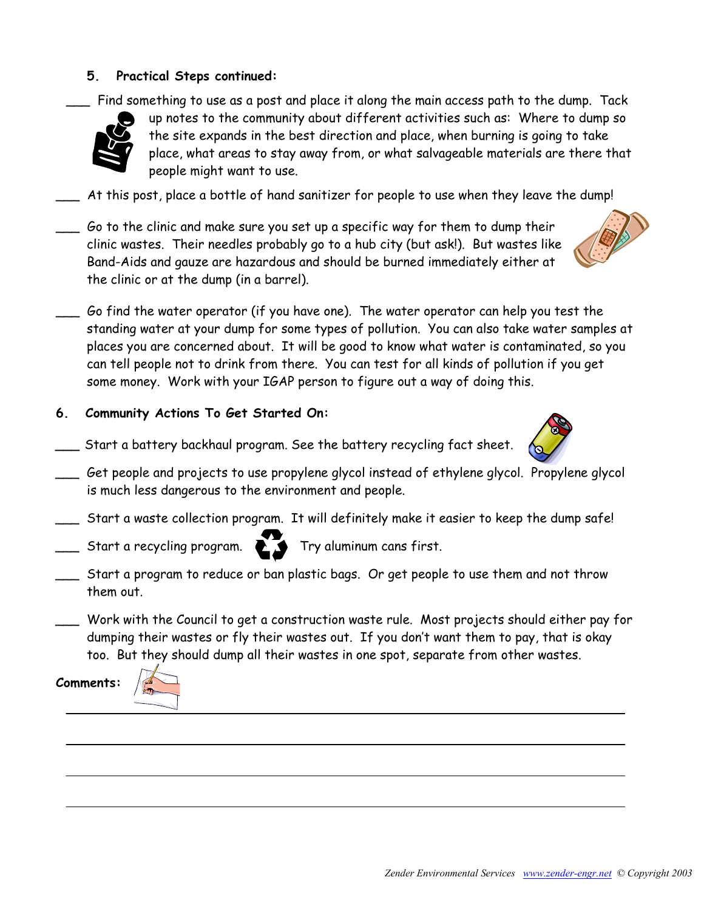## 5. Practical Steps continued:

___ Find something to use as a post and place it along the main access path to the dump. Tack up notes to the community about different activities such as: Where to dump so the site expands in the best direction and place, when burning is going to take place, what areas to stay away from, or what salvageable materials are there that people might want to use.

___ At this post, place a bottle of hand sanitizer for people to use when they leave the dump!

___ Go to the clinic and make sure you set up a specific way for them to dump their clinic wastes. Their needles probably go to a hub city (but ask!). But wastes like Band-Aids and gauze are hazardous and should be burned immediately either at the clinic or at the dump (in a barrel).

___ Go find the water operator (if you have one). The water operator can help you test the standing water at your dump for some types of pollution. You can also take water samples at places you are concerned about. It will be good to know what water is contaminated, so you can tell people not to drink from there. You can test for all kinds of pollution if you get some money. Work with your IGAP person to figure out a way of doing this.

## 6. Community Actions To Get Started On:

___ Start a battery backhaul program. See the battery recycling fact sheet.

___ Get people and projects to use propylene glycol instead of ethylene glycol. Propylene glycol is much less dangerous to the environment and people.

___ Start a waste collection program. It will definitely make it easier to keep the dump safe!

___ Start a recycling program. Try aluminum cans first.

___ Start a program to reduce or ban plastic bags. Or get people to use them and not throw them out.

___ Work with the Council to get a construction waste rule. Most projects should either pay for dumping their wastes or fly their wastes out. If you don't want them to pay, that is okay too. But they should dump all their wastes in one spot, separate from other wastes.

**Comments:**

_______________________________________________

_______________________________________________

_______________________________________________

_______________________________________________

*Zender Environmental Services www.zender-engr.net © Copyright 2003*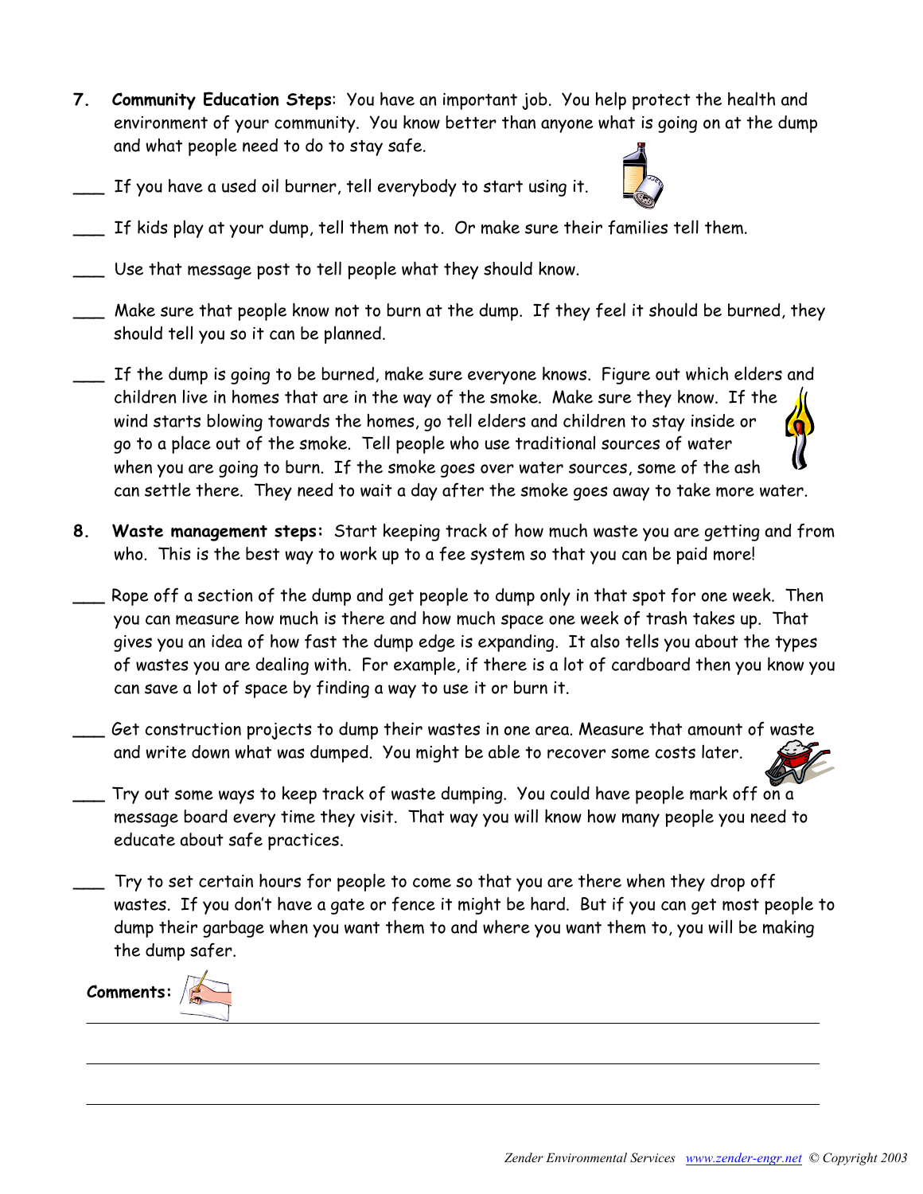7. **Community Education Steps**: You have an important job. You help protect the health and environment of your community. You know better than anyone what is going on at the dump and what people need to do to stay safe.

___ If you have a used oil burner, tell everybody to start using it.

___ If kids play at your dump, tell them not to. Or make sure their families tell them.

___ Use that message post to tell people what they should know.

___ Make sure that people know not to burn at the dump. If they feel it should be burned, they should tell you so it can be planned.

___ If the dump is going to be burned, make sure everyone knows. Figure out which elders and children live in homes that are in the way of the smoke. Make sure they know. If the wind starts blowing towards the homes, go tell elders and children to stay inside or go to a place out of the smoke. Tell people who use traditional sources of water when you are going to burn. If the smoke goes over water sources, some of the ash can settle there. They need to wait a day after the smoke goes away to take more water.

8. **Waste management steps:** Start keeping track of how much waste you are getting and from who. This is the best way to work up to a fee system so that you can be paid more!

___ Rope off a section of the dump and get people to dump only in that spot for one week. Then you can measure how much is there and how much space one week of trash takes up. That gives you an idea of how fast the dump edge is expanding. It also tells you about the types of wastes you are dealing with. For example, if there is a lot of cardboard then you know you can save a lot of space by finding a way to use it or burn it.

___ Get construction projects to dump their wastes in one area. Measure that amount of waste and write down what was dumped. You might be able to recover some costs later.

___ Try out some ways to keep track of waste dumping. You could have people mark off on a message board every time they visit. That way you will know how many people you need to educate about safe practices.

___ Try to set certain hours for people to come so that you are there when they drop off wastes. If you don't have a gate or fence it might be hard. But if you can get most people to dump their garbage when you want them to and where you want them to, you will be making the dump safer.

**Comments:**

______________________________________________________________________

______________________________________________________________________

______________________________________________________________________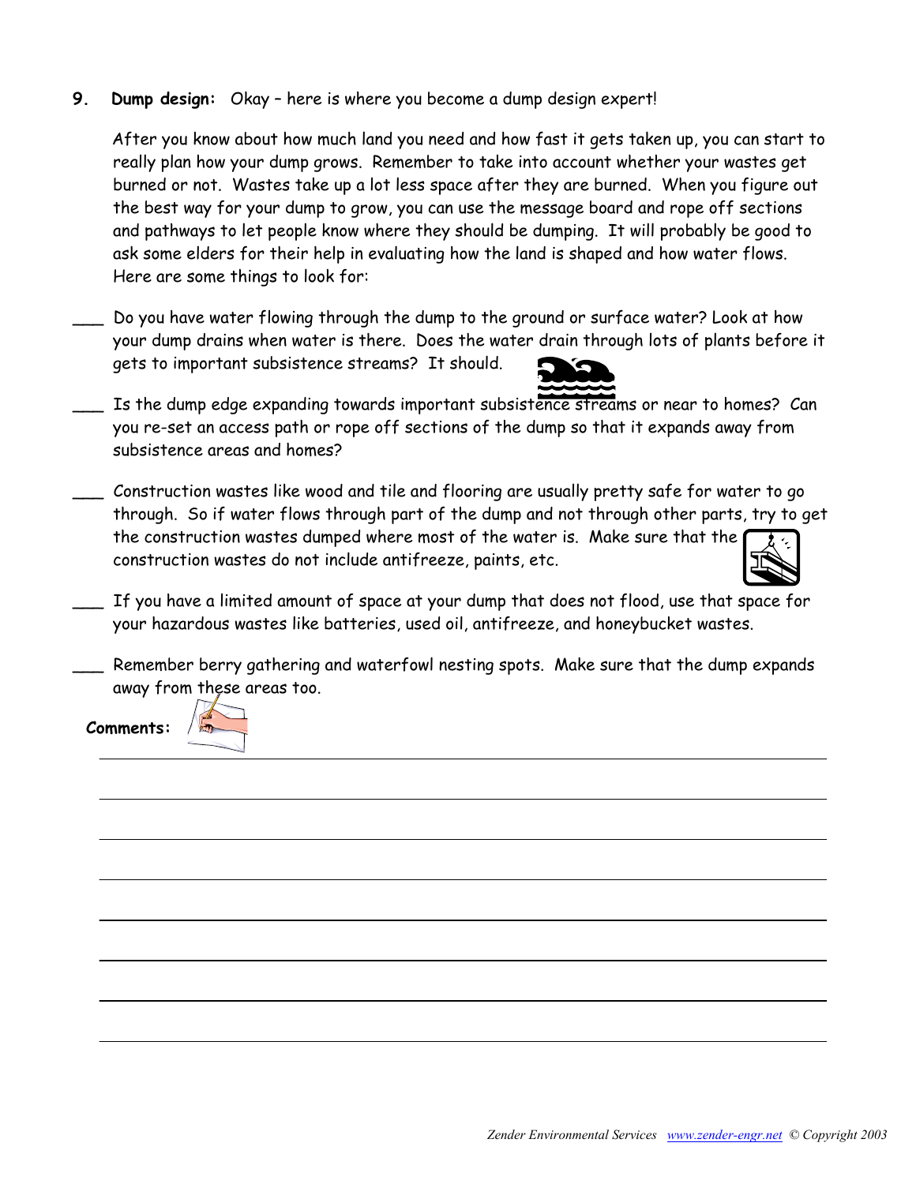**9. Dump design:** Okay – here is where you become a dump design expert!

After you know about how much land you need and how fast it gets taken up, you can start to really plan how your dump grows. Remember to take into account whether your wastes get burned or not. Wastes take up a lot less space after they are burned. When you figure out the best way for your dump to grow, you can use the message board and rope off sections and pathways to let people know where they should be dumping. It will probably be good to ask some elders for their help in evaluating how the land is shaped and how water flows. Here are some things to look for:

___ Do you have water flowing through the dump to the ground or surface water? Look at how your dump drains when water is there. Does the water drain through lots of plants before it gets to important subsistence streams? It should.

___ Is the dump edge expanding towards important subsistence streams or near to homes? Can you re-set an access path or rope off sections of the dump so that it expands away from subsistence areas and homes?

___ Construction wastes like wood and tile and flooring are usually pretty safe for water to go through. So if water flows through part of the dump and not through other parts, try to get the construction wastes dumped where most of the water is. Make sure that the construction wastes do not include antifreeze, paints, etc.

___ If you have a limited amount of space at your dump that does not flood, use that space for your hazardous wastes like batteries, used oil, antifreeze, and honeybucket wastes.

___ Remember berry gathering and waterfowl nesting spots. Make sure that the dump expands away from these areas too.

**Comments:**

_______________________________________________________________

_______________________________________________________________

_______________________________________________________________

_______________________________________________________________

_______________________________________________________________

_______________________________________________________________

_______________________________________________________________

_______________________________________________________________